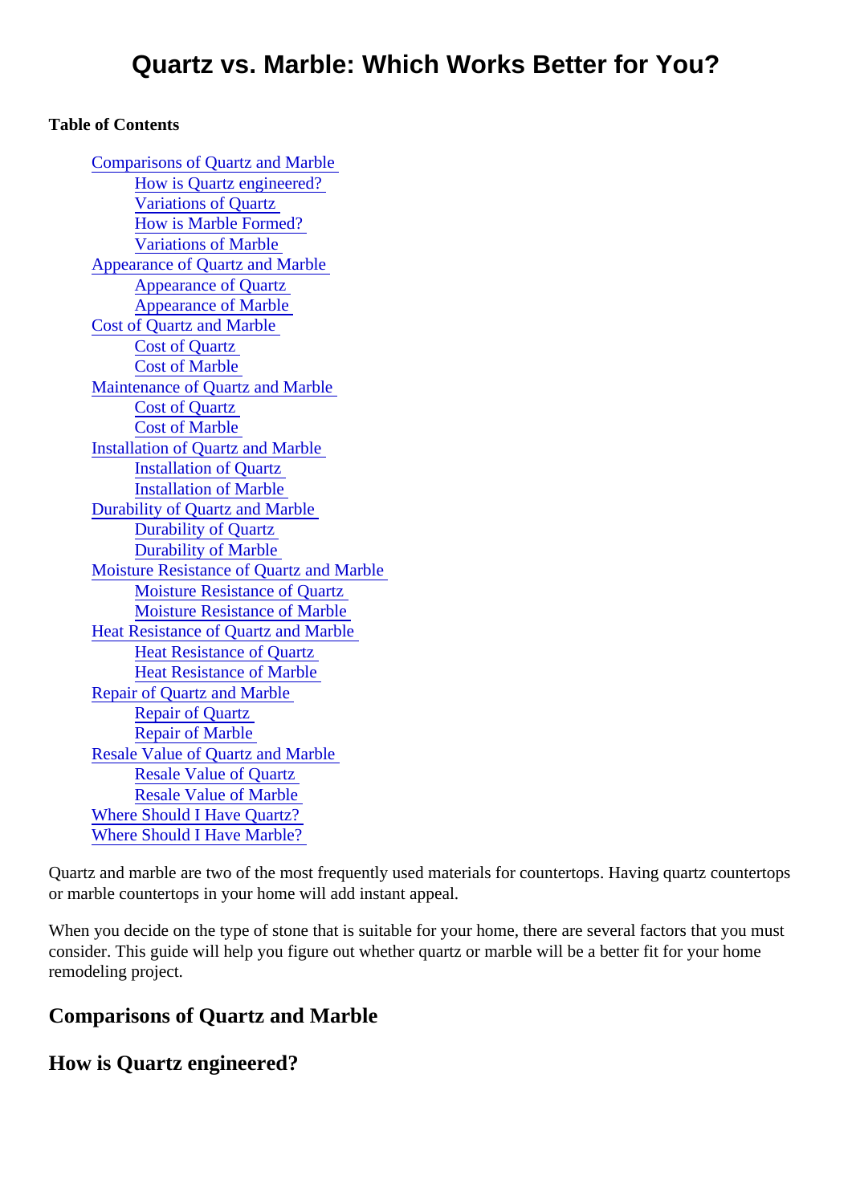# Quartz vs. Marble: Which Works Better for You?

**Table of Contents**

- Comparisons of Quartz and Marble
  - How is Quartz engineered?
  - Variations of Quartz
  - How is Marble Formed?
  - Variations of Marble
- Appearance of Quartz and Marble
  - Appearance of Quartz
  - Appearance of Marble
- Cost of Quartz and Marble
  - Cost of Quartz
  - Cost of Marble
- Maintenance of Quartz and Marble
  - Cost of Quartz
  - Cost of Marble
- Installation of Quartz and Marble
  - Installation of Quartz
  - Installation of Marble
- Durability of Quartz and Marble
  - Durability of Quartz
  - Durability of Marble
- Moisture Resistance of Quartz and Marble
  - Moisture Resistance of Quartz
  - Moisture Resistance of Marble
- Heat Resistance of Quartz and Marble
  - Heat Resistance of Quartz
  - Heat Resistance of Marble
- Repair of Quartz and Marble
  - Repair of Quartz
  - Repair of Marble
- Resale Value of Quartz and Marble
  - Resale Value of Quartz
  - Resale Value of Marble
- Where Should I Have Quartz?
- Where Should I Have Marble?

Quartz and marble are two of the most frequently used materials for countertops. Having quartz countertops or marble countertops in your home will add instant appeal.

When you decide on the type of stone that is suitable for your home, there are several factors that you must consider. This guide will help you figure out whether quartz or marble will be a better fit for your home remodeling project.

## Comparisons of Quartz and Marble

### How is Quartz engineered?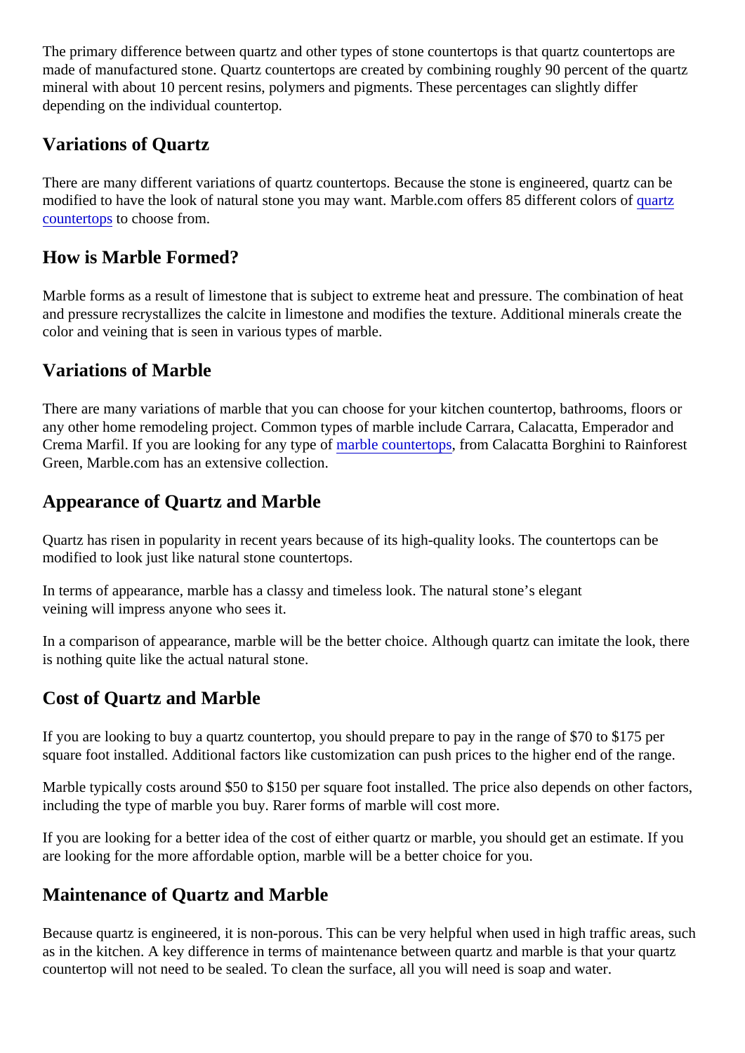The primary difference between quartz and other types of stone countertops is that quartz countertops are made of manufactured stone. Quartz countertops are created by combining roughly 90 percent of the quartz mineral with about 10 percent resins, polymers and pigments. These percentages can slightly differ depending on the individual countertop.

## Variations of Quartz

There are many different variations of quartz countertops. Because the stone is engineered, quartz can be modified to have the look of natural stone you may want. Marble.com offers 85 different colors of quartz countertops to choose from.

## How is Marble Formed?

Marble forms as a result of limestone that is subject to extreme heat and pressure. The combination of heat and pressure recrystallizes the calcite in limestone and modifies the texture. Additional minerals create the color and veining that is seen in various types of marble.

## Variations of Marble

There are many variations of marble that you can choose for your kitchen countertop, bathrooms, floors or any other home remodeling project. Common types of marble include Carrara, Calacatta, Emperador and Crema Marfil. If you are looking for any type of marble countertops, from Calacatta Borghini to Rainforest Green, Marble.com has an extensive collection.

## Appearance of Quartz and Marble

Quartz has risen in popularity in recent years because of its high-quality looks. The countertops can be modified to look just like natural stone countertops.

In terms of appearance, marble has a classy and timeless look. The natural stone's elegant veining will impress anyone who sees it.

In a comparison of appearance, marble will be the better choice. Although quartz can imitate the look, there is nothing quite like the actual natural stone.

## Cost of Quartz and Marble

If you are looking to buy a quartz countertop, you should prepare to pay in the range of $70 to $175 per square foot installed. Additional factors like customization can push prices to the higher end of the range.

Marble typically costs around $50 to $150 per square foot installed. The price also depends on other factors, including the type of marble you buy. Rarer forms of marble will cost more.

If you are looking for a better idea of the cost of either quartz or marble, you should get an estimate. If you are looking for the more affordable option, marble will be a better choice for you.

## Maintenance of Quartz and Marble

Because quartz is engineered, it is non-porous. This can be very helpful when used in high traffic areas, such as in the kitchen. A key difference in terms of maintenance between quartz and marble is that your quartz countertop will not need to be sealed. To clean the surface, all you will need is soap and water.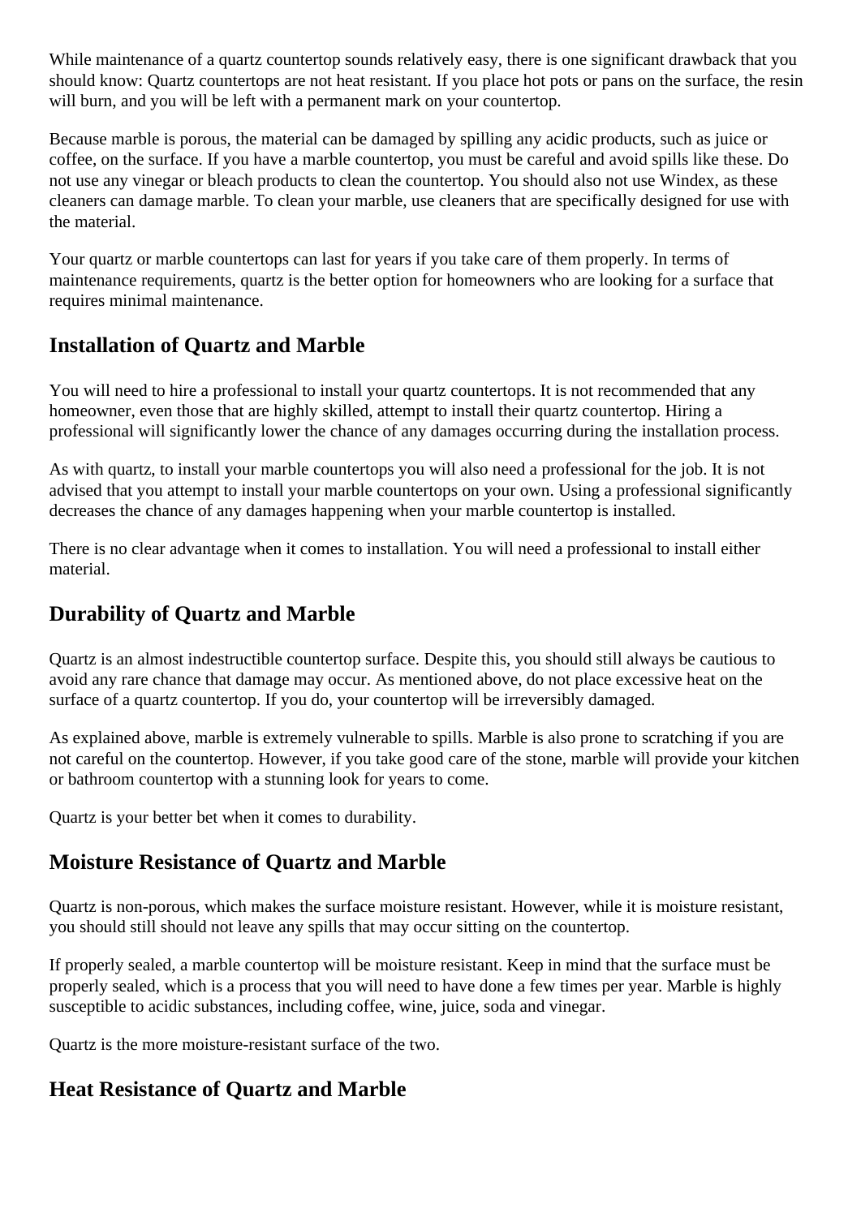While maintenance of a quartz countertop sounds relatively easy, there is one significant drawback that you should know: Quartz countertops are not heat resistant. If you place hot pots or pans on the surface, the resin will burn, and you will be left with a permanent mark on your countertop.

Because marble is porous, the material can be damaged by spilling any acidic products, such as juice or coffee, on the surface. If you have a marble countertop, you must be careful and avoid spills like these. Do not use any vinegar or bleach products to clean the countertop. You should also not use Windex, as these cleaners can damage marble. To clean your marble, use cleaners that are specifically designed for use with the material.

Your quartz or marble countertops can last for years if you take care of them properly. In terms of maintenance requirements, quartz is the better option for homeowners who are looking for a surface that requires minimal maintenance.

## Installation of Quartz and Marble

You will need to hire a professional to install your quartz countertops. It is not recommended that any homeowner, even those that are highly skilled, attempt to install their quartz countertop. Hiring a professional will significantly lower the chance of any damages occurring during the installation process.

As with quartz, to install your marble countertops you will also need a professional for the job. It is not advised that you attempt to install your marble countertops on your own. Using a professional significantly decreases the chance of any damages happening when your marble countertop is installed.

There is no clear advantage when it comes to installation. You will need a professional to install either material.

## Durability of Quartz and Marble

Quartz is an almost indestructible countertop surface. Despite this, you should still always be cautious to avoid any rare chance that damage may occur. As mentioned above, do not place excessive heat on the surface of a quartz countertop. If you do, your countertop will be irreversibly damaged.

As explained above, marble is extremely vulnerable to spills. Marble is also prone to scratching if you are not careful on the countertop. However, if you take good care of the stone, marble will provide your kitchen or bathroom countertop with a stunning look for years to come.

Quartz is your better bet when it comes to durability.

## Moisture Resistance of Quartz and Marble

Quartz is non-porous, which makes the surface moisture resistant. However, while it is moisture resistant, you should still should not leave any spills that may occur sitting on the countertop.

If properly sealed, a marble countertop will be moisture resistant. Keep in mind that the surface must be properly sealed, which is a process that you will need to have done a few times per year. Marble is highly susceptible to acidic substances, including coffee, wine, juice, soda and vinegar.

Quartz is the more moisture-resistant surface of the two.

## Heat Resistance of Quartz and Marble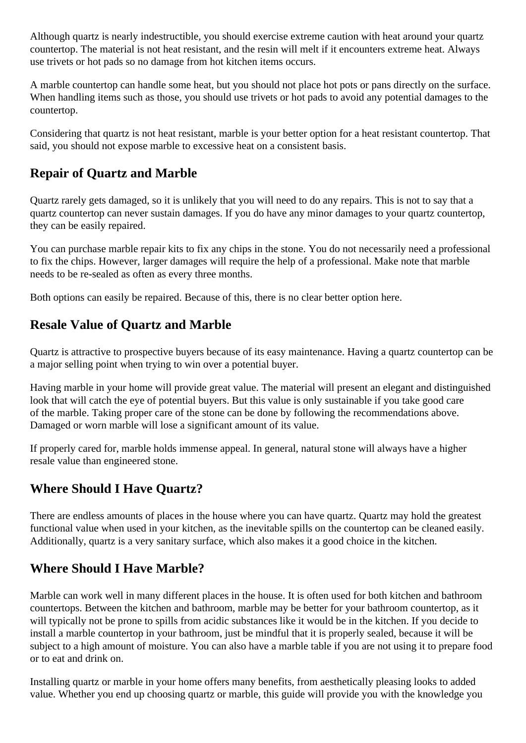Although quartz is nearly indestructible, you should exercise extreme caution with heat around your quartz countertop. The material is not heat resistant, and the resin will melt if it encounters extreme heat. Always use trivets or hot pads so no damage from hot kitchen items occurs.

A marble countertop can handle some heat, but you should not place hot pots or pans directly on the surface. When handling items such as those, you should use trivets or hot pads to avoid any potential damages to the countertop.

Considering that quartz is not heat resistant, marble is your better option for a heat resistant countertop. That said, you should not expose marble to excessive heat on a consistent basis.

## Repair of Quartz and Marble

Quartz rarely gets damaged, so it is unlikely that you will need to do any repairs. This is not to say that a quartz countertop can never sustain damages. If you do have any minor damages to your quartz countertop, they can be easily repaired.

You can purchase marble repair kits to fix any chips in the stone. You do not necessarily need a professional to fix the chips. However, larger damages will require the help of a professional. Make note that marble needs to be re-sealed as often as every three months.

Both options can easily be repaired. Because of this, there is no clear better option here.

## Resale Value of Quartz and Marble

Quartz is attractive to prospective buyers because of its easy maintenance. Having a quartz countertop can be a major selling point when trying to win over a potential buyer.

Having marble in your home will provide great value. The material will present an elegant and distinguished look that will catch the eye of potential buyers. But this value is only sustainable if you take good care of the marble. Taking proper care of the stone can be done by following the recommendations above. Damaged or worn marble will lose a significant amount of its value.

If properly cared for, marble holds immense appeal. In general, natural stone will always have a higher resale value than engineered stone.

## Where Should I Have Quartz?

There are endless amounts of places in the house where you can have quartz. Quartz may hold the greatest functional value when used in your kitchen, as the inevitable spills on the countertop can be cleaned easily. Additionally, quartz is a very sanitary surface, which also makes it a good choice in the kitchen.

## Where Should I Have Marble?

Marble can work well in many different places in the house. It is often used for both kitchen and bathroom countertops. Between the kitchen and bathroom, marble may be better for your bathroom countertop, as it will typically not be prone to spills from acidic substances like it would be in the kitchen. If you decide to install a marble countertop in your bathroom, just be mindful that it is properly sealed, because it will be subject to a high amount of moisture. You can also have a marble table if you are not using it to prepare food or to eat and drink on.

Installing quartz or marble in your home offers many benefits, from aesthetically pleasing looks to added value. Whether you end up choosing quartz or marble, this guide will provide you with the knowledge you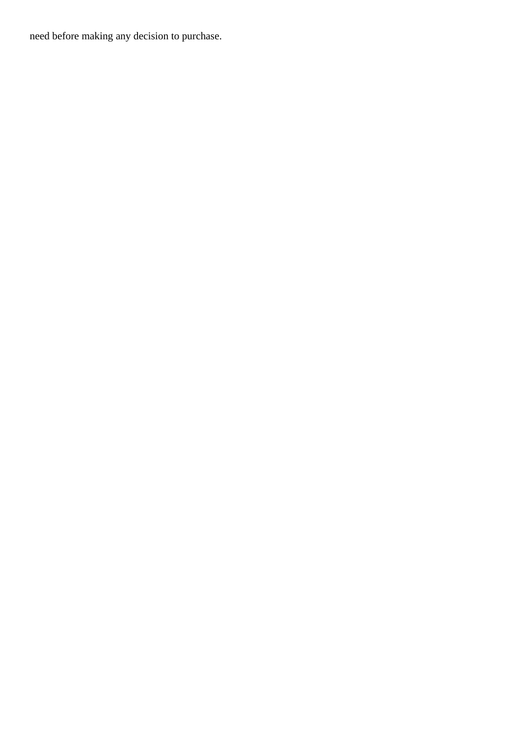need before making any decision to purchase.